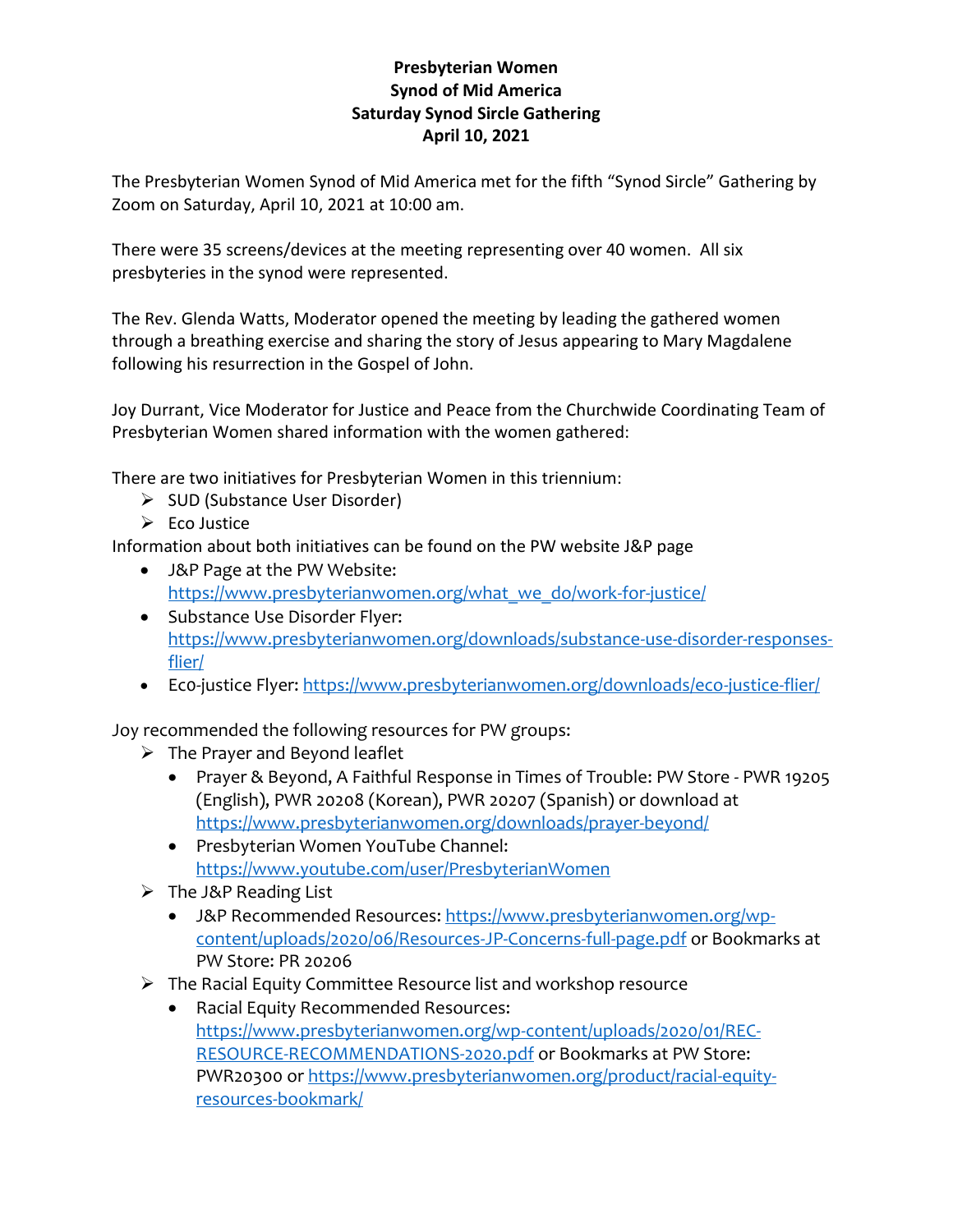# Presbyterian Women
## Synod of Mid America
## Saturday Synod Sircle Gathering
## April 10, 2021

The Presbyterian Women Synod of Mid America met for the fifth "Synod Sircle" Gathering by Zoom on Saturday, April 10, 2021 at 10:00 am.

There were 35 screens/devices at the meeting representing over 40 women. All six presbyteries in the synod were represented.

The Rev. Glenda Watts, Moderator opened the meeting by leading the gathered women through a breathing exercise and sharing the story of Jesus appearing to Mary Magdalene following his resurrection in the Gospel of John.

Joy Durrant, Vice Moderator for Justice and Peace from the Churchwide Coordinating Team of Presbyterian Women shared information with the women gathered:

There are two initiatives for Presbyterian Women in this triennium:

- SUD (Substance User Disorder)
- Eco Justice

Information about both initiatives can be found on the PW website J&P page

- J&P Page at the PW Website: https://www.presbyterianwomen.org/what_we_do/work-for-justice/
- Substance Use Disorder Flyer: https://www.presbyterianwomen.org/downloads/substance-use-disorder-responses-flier/
- Eco-justice Flyer: https://www.presbyterianwomen.org/downloads/eco-justice-flier/

Joy recommended the following resources for PW groups:

- The Prayer and Beyond leaflet
  - Prayer & Beyond, A Faithful Response in Times of Trouble: PW Store - PWR 19205 (English), PWR 20208 (Korean), PWR 20207 (Spanish) or download at https://www.presbyterianwomen.org/downloads/prayer-beyond/
  - Presbyterian Women YouTube Channel: https://www.youtube.com/user/PresbyterianWomen
- The J&P Reading List
  - J&P Recommended Resources: https://www.presbyterianwomen.org/wp-content/uploads/2020/06/Resources-JP-Concerns-full-page.pdf or Bookmarks at PW Store: PR 20206
- The Racial Equity Committee Resource list and workshop resource
  - Racial Equity Recommended Resources: https://www.presbyterianwomen.org/wp-content/uploads/2020/01/REC-RESOURCE-RECOMMENDATIONS-2020.pdf or Bookmarks at PW Store: PWR20300 or https://www.presbyterianwomen.org/product/racial-equity-resources-bookmark/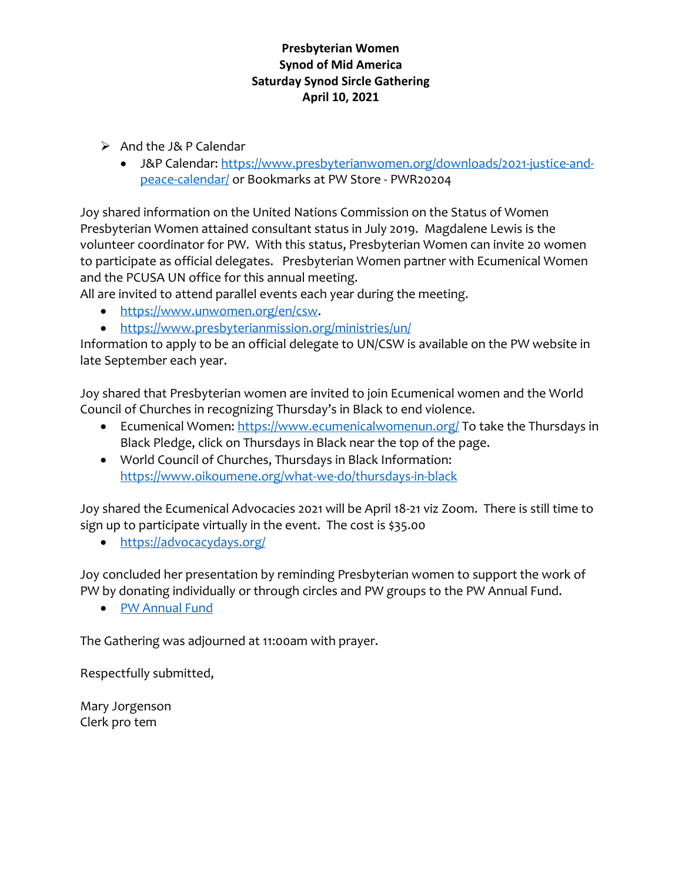**Presbyterian Women**
**Synod of Mid America**
**Saturday Synod Sircle Gathering**
**April 10, 2021**

- ➢ And the J& P Calendar
  - J&P Calendar: https://www.presbyterianwomen.org/downloads/2021-justice-and-peace-calendar/ or Bookmarks at PW Store - PWR20204

Joy shared information on the United Nations Commission on the Status of Women Presbyterian Women attained consultant status in July 2019. Magdalene Lewis is the volunteer coordinator for PW. With this status, Presbyterian Women can invite 20 women to participate as official delegates. Presbyterian Women partner with Ecumenical Women and the PCUSA UN office for this annual meeting.
All are invited to attend parallel events each year during the meeting.

- https://www.unwomen.org/en/csw.
- https://www.presbyterianmission.org/ministries/un/

Information to apply to be an official delegate to UN/CSW is available on the PW website in late September each year.

Joy shared that Presbyterian women are invited to join Ecumenical women and the World Council of Churches in recognizing Thursday's in Black to end violence.

- Ecumenical Women: https://www.ecumenicalwomenun.org/ To take the Thursdays in Black Pledge, click on Thursdays in Black near the top of the page.
- World Council of Churches, Thursdays in Black Information: https://www.oikoumene.org/what-we-do/thursdays-in-black

Joy shared the Ecumenical Advocacies 2021 will be April 18-21 viz Zoom. There is still time to sign up to participate virtually in the event. The cost is $35.00

- https://advocacydays.org/

Joy concluded her presentation by reminding Presbyterian women to support the work of PW by donating individually or through circles and PW groups to the PW Annual Fund.

- PW Annual Fund

The Gathering was adjourned at 11:00am with prayer.

Respectfully submitted,

Mary Jorgenson
Clerk pro tem